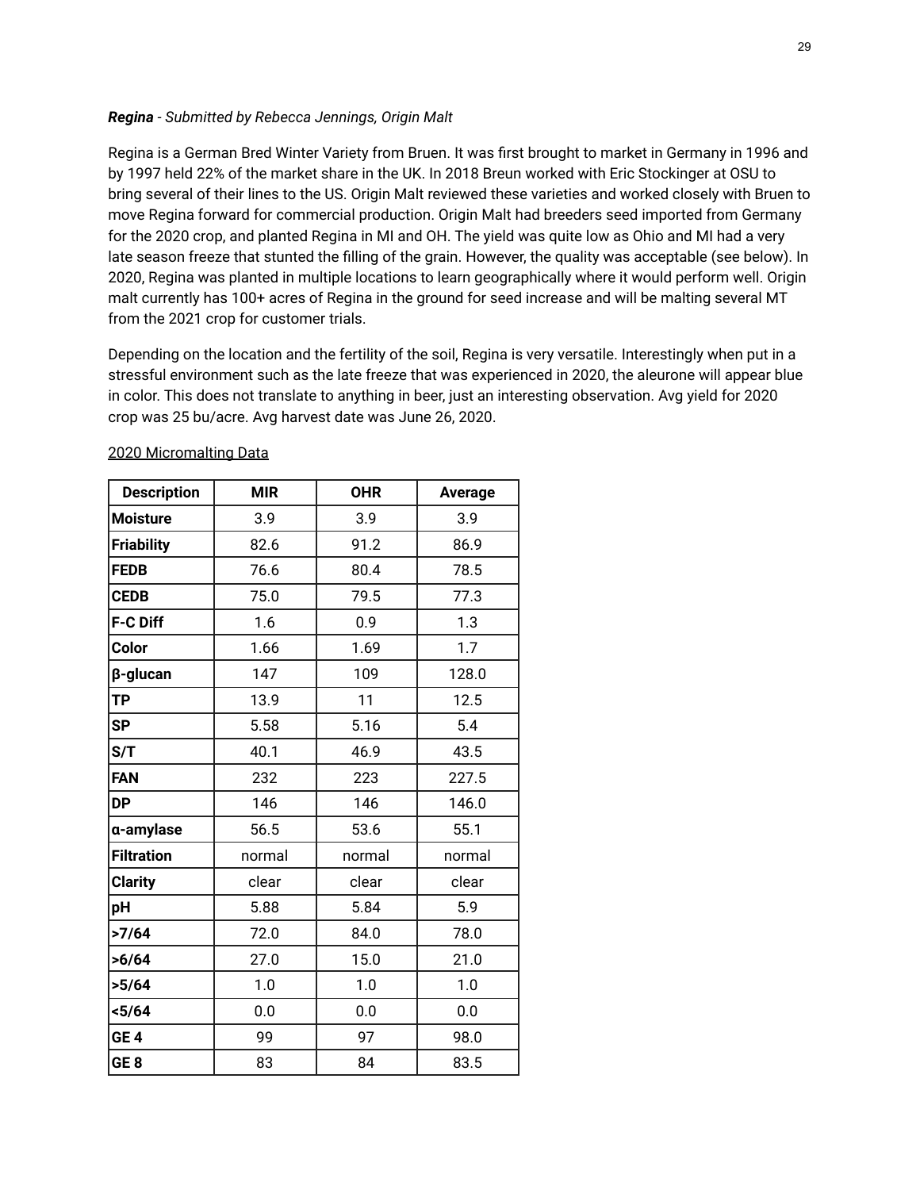***Regina** - Submitted by Rebecca Jennings, Origin Malt*

Regina is a German Bred Winter Variety from Bruen. It was first brought to market in Germany in 1996 and by 1997 held 22% of the market share in the UK. In 2018 Breun worked with Eric Stockinger at OSU to bring several of their lines to the US. Origin Malt reviewed these varieties and worked closely with Bruen to move Regina forward for commercial production. Origin Malt had breeders seed imported from Germany for the 2020 crop, and planted Regina in MI and OH. The yield was quite low as Ohio and MI had a very late season freeze that stunted the filling of the grain. However, the quality was acceptable (see below). In 2020, Regina was planted in multiple locations to learn geographically where it would perform well. Origin malt currently has 100+ acres of Regina in the ground for seed increase and will be malting several MT from the 2021 crop for customer trials.

Depending on the location and the fertility of the soil, Regina is very versatile. Interestingly when put in a stressful environment such as the late freeze that was experienced in 2020, the aleurone will appear blue in color. This does not translate to anything in beer, just an interesting observation. Avg yield for 2020 crop was 25 bu/acre. Avg harvest date was June 26, 2020.

<u>2020 Micromalting Data</u>

| Description | MIR | OHR | Average |
|---|---|---|---|
| **Moisture** | 3.9 | 3.9 | 3.9 |
| **Friability** | 82.6 | 91.2 | 86.9 |
| **FEDB** | 76.6 | 80.4 | 78.5 |
| **CEDB** | 75.0 | 79.5 | 77.3 |
| **F-C Diff** | 1.6 | 0.9 | 1.3 |
| **Color** | 1.66 | 1.69 | 1.7 |
| **β-glucan** | 147 | 109 | 128.0 |
| **TP** | 13.9 | 11 | 12.5 |
| **SP** | 5.58 | 5.16 | 5.4 |
| **S/T** | 40.1 | 46.9 | 43.5 |
| **FAN** | 232 | 223 | 227.5 |
| **DP** | 146 | 146 | 146.0 |
| **α-amylase** | 56.5 | 53.6 | 55.1 |
| **Filtration** | normal | normal | normal |
| **Clarity** | clear | clear | clear |
| **pH** | 5.88 | 5.84 | 5.9 |
| **>7/64** | 72.0 | 84.0 | 78.0 |
| **>6/64** | 27.0 | 15.0 | 21.0 |
| **>5/64** | 1.0 | 1.0 | 1.0 |
| **<5/64** | 0.0 | 0.0 | 0.0 |
| **GE 4** | 99 | 97 | 98.0 |
| **GE 8** | 83 | 84 | 83.5 |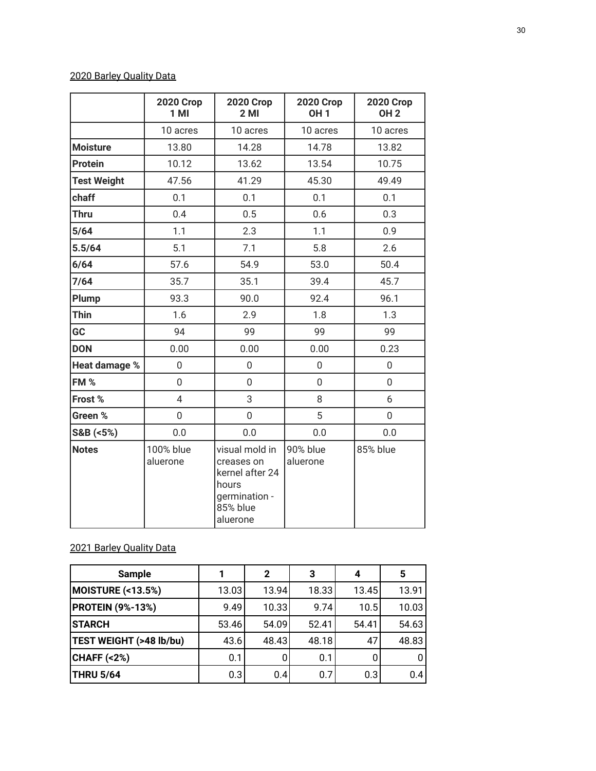2020 Barley Quality Data

| | 2020 Crop 1 MI | 2020 Crop 2 MI | 2020 Crop OH 1 | 2020 Crop OH 2 |
|---|---|---|---|---|
| | 10 acres | 10 acres | 10 acres | 10 acres |
| **Moisture** | 13.80 | 14.28 | 14.78 | 13.82 |
| **Protein** | 10.12 | 13.62 | 13.54 | 10.75 |
| **Test Weight** | 47.56 | 41.29 | 45.30 | 49.49 |
| **chaff** | 0.1 | 0.1 | 0.1 | 0.1 |
| **Thru** | 0.4 | 0.5 | 0.6 | 0.3 |
| **5/64** | 1.1 | 2.3 | 1.1 | 0.9 |
| **5.5/64** | 5.1 | 7.1 | 5.8 | 2.6 |
| **6/64** | 57.6 | 54.9 | 53.0 | 50.4 |
| **7/64** | 35.7 | 35.1 | 39.4 | 45.7 |
| **Plump** | 93.3 | 90.0 | 92.4 | 96.1 |
| **Thin** | 1.6 | 2.9 | 1.8 | 1.3 |
| **GC** | 94 | 99 | 99 | 99 |
| **DON** | 0.00 | 0.00 | 0.00 | 0.23 |
| **Heat damage %** | 0 | 0 | 0 | 0 |
| **FM %** | 0 | 0 | 0 | 0 |
| **Frost %** | 4 | 3 | 8 | 6 |
| **Green %** | 0 | 0 | 5 | 0 |
| **S&B (<5%)** | 0.0 | 0.0 | 0.0 | 0.0 |
| **Notes** | 100% blue aluerone | visual mold in creases on kernel after 24 hours germination - 85% blue aluerone | 90% blue aluerone | 85% blue |

2021 Barley Quality Data

| Sample | 1 | 2 | 3 | 4 | 5 |
|---|---|---|---|---|---|
| **MOISTURE (<13.5%)** | 13.03 | 13.94 | 18.33 | 13.45 | 13.91 |
| **PROTEIN (9%-13%)** | 9.49 | 10.33 | 9.74 | 10.5 | 10.03 |
| **STARCH** | 53.46 | 54.09 | 52.41 | 54.41 | 54.63 |
| **TEST WEIGHT (>48 lb/bu)** | 43.6 | 48.43 | 48.18 | 47 | 48.83 |
| **CHAFF (<2%)** | 0.1 | 0 | 0.1 | 0 | 0 |
| **THRU 5/64** | 0.3 | 0.4 | 0.7 | 0.3 | 0.4 |